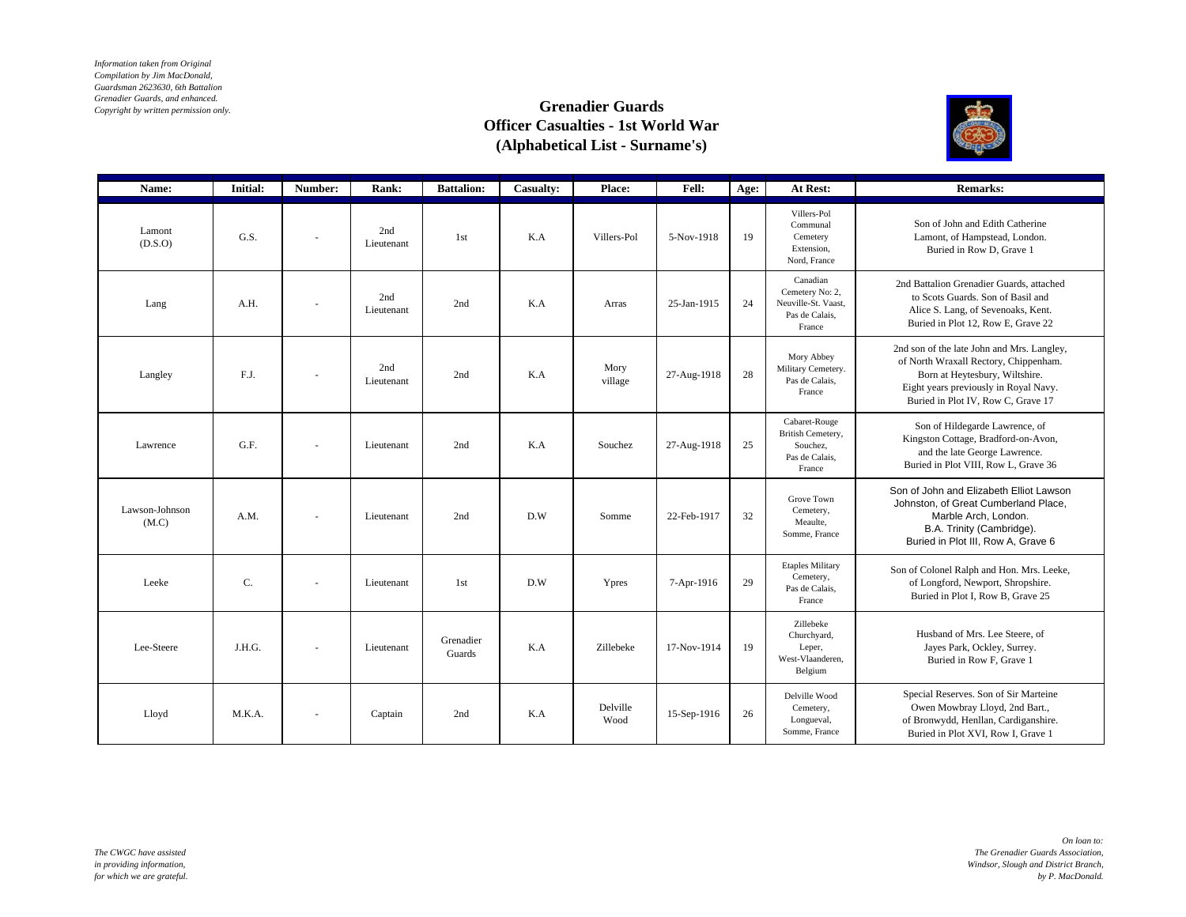*Information taken from Original Compilation by Jim MacDonald, Guardsman 2623630, 6th Battalion Grenadier Guards, and enhanced. Copyright by written permission only.*

# Grenadier Guards
## Officer Casualties - 1st World War
## (Alphabetical List - Surname's)

| Name: | Initial: | Number: | Rank: | Battalion: | Casualty: | Place: | Fell: | Age: | At Rest: | Remarks: |
|---|---|---|---|---|---|---|---|---|---|---|
| Lamont (D.S.O) | G.S. | - | 2nd Lieutenant | 1st | K.A | Villers-Pol | 5-Nov-1918 | 19 | Villers-Pol Communal Cemetery Extension, Nord, France | Son of John and Edith Catherine Lamont, of Hampstead, London. Buried in Row D, Grave 1 |
| Lang | A.H. | - | 2nd Lieutenant | 2nd | K.A | Arras | 25-Jan-1915 | 24 | Canadian Cemetery No: 2, Neuville-St. Vaast, Pas de Calais, France | 2nd Battalion Grenadier Guards, attached to Scots Guards. Son of Basil and Alice S. Lang, of Sevenoaks, Kent. Buried in Plot 12, Row E, Grave 22 |
| Langley | F.J. | - | 2nd Lieutenant | 2nd | K.A | Mory village | 27-Aug-1918 | 28 | Mory Abbey Military Cemetery. Pas de Calais, France | 2nd son of the late John and Mrs. Langley, of North Wraxall Rectory, Chippenham. Born at Heytesbury, Wiltshire. Eight years previously in Royal Navy. Buried in Plot IV, Row C, Grave 17 |
| Lawrence | G.F. | - | Lieutenant | 2nd | K.A | Souchez | 27-Aug-1918 | 25 | Cabaret-Rouge British Cemetery, Souchez, Pas de Calais, France | Son of Hildegarde Lawrence, of Kingston Cottage, Bradford-on-Avon, and the late George Lawrence. Buried in Plot VIII, Row L, Grave 36 |
| Lawson-Johnson (M.C) | A.M. | - | Lieutenant | 2nd | D.W | Somme | 22-Feb-1917 | 32 | Grove Town Cemetery, Meaulte, Somme, France | Son of John and Elizabeth Elliot Lawson Johnston, of Great Cumberland Place, Marble Arch, London. B.A. Trinity (Cambridge). Buried in Plot III, Row A, Grave 6 |
| Leeke | C. | - | Lieutenant | 1st | D.W | Ypres | 7-Apr-1916 | 29 | Etaples Military Cemetery, Pas de Calais, France | Son of Colonel Ralph and Hon. Mrs. Leeke, of Longford, Newport, Shropshire. Buried in Plot I, Row B, Grave 25 |
| Lee-Steere | J.H.G. | - | Lieutenant | Grenadier Guards | K.A | Zillebeke | 17-Nov-1914 | 19 | Zillebeke Churchyard, Leper, West-Vlaanderen, Belgium | Husband of Mrs. Lee Steere, of Jayes Park, Ockley, Surrey. Buried in Row F, Grave 1 |
| Lloyd | M.K.A. | - | Captain | 2nd | K.A | Delville Wood | 15-Sep-1916 | 26 | Delville Wood Cemetery, Longueval, Somme, France | Special Reserves. Son of Sir Marteine Owen Mowbray Lloyd, 2nd Bart., of Bronwydd, Henllan, Cardiganshire. Buried in Plot XVI, Row I, Grave 1 |

*The CWGC have assisted in providing information, for which we are grateful.*

*On loan to: The Grenadier Guards Association, Windsor, Slough and District Branch, by P. MacDonald.*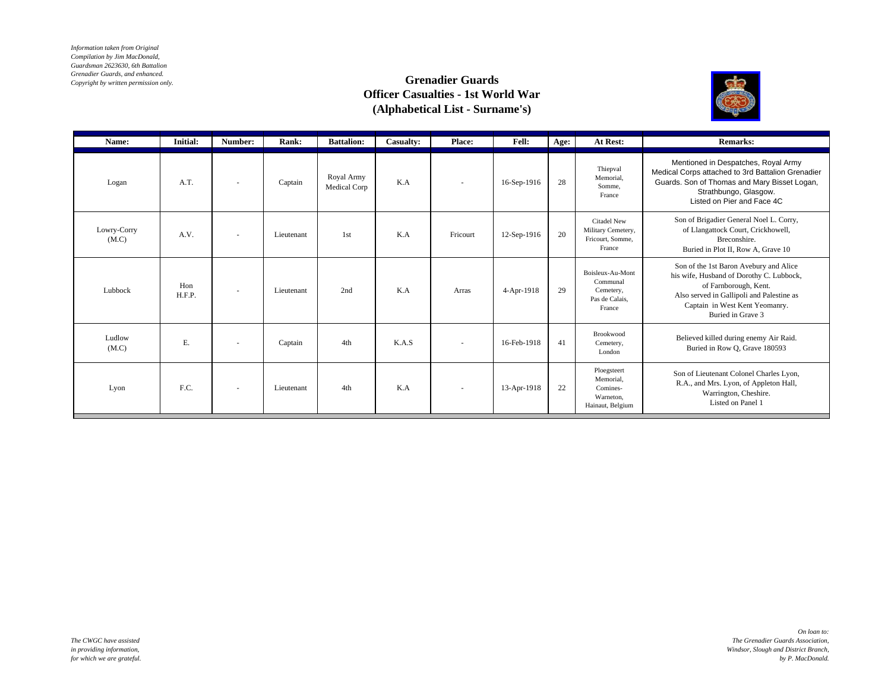*Information taken from Original Compilation by Jim MacDonald, Guardsman 2623630, 6th Battalion Grenadier Guards, and enhanced. Copyright by written permission only.*

# Grenadier Guards
## Officer Casualties - 1st World War
## (Alphabetical List - Surname's)

| Name: | Initial: | Number: | Rank: | Battalion: | Casualty: | Place: | Fell: | Age: | At Rest: | Remarks: |
|---|---|---|---|---|---|---|---|---|---|---|
| Logan | A.T. | - | Captain | Royal Army Medical Corp | K.A | - | 16-Sep-1916 | 28 | Thiepval Memorial, Somme, France | Mentioned in Despatches, Royal Army Medical Corps attached to 3rd Battalion Grenadier Guards. Son of Thomas and Mary Bisset Logan, Strathbungo, Glasgow. Listed on Pier and Face 4C |
| Lowry-Corry (M.C) | A.V. | - | Lieutenant | 1st | K.A | Fricourt | 12-Sep-1916 | 20 | Citadel New Military Cemetery, Fricourt, Somme, France | Son of Brigadier General Noel L. Corry, of Llangattock Court, Crickhowell, Breconshire. Buried in Plot II, Row A, Grave 10 |
| Lubbock | Hon H.F.P. | - | Lieutenant | 2nd | K.A | Arras | 4-Apr-1918 | 29 | Boisleux-Au-Mont Communal Cemetery, Pas de Calais, France | Son of the 1st Baron Avebury and Alice his wife, Husband of Dorothy C. Lubbock, of Farnborough, Kent. Also served in Gallipoli and Palestine as Captain in West Kent Yeomanry. Buried in Grave 3 |
| Ludlow (M.C) | E. | - | Captain | 4th | K.A.S | - | 16-Feb-1918 | 41 | Brookwood Cemetery, London | Believed killed during enemy Air Raid. Buried in Row Q, Grave 180593 |
| Lyon | F.C. | - | Lieutenant | 4th | K.A | - | 13-Apr-1918 | 22 | Ploegsteert Memorial, Comines-Warneton, Hainaut, Belgium | Son of Lieutenant Colonel Charles Lyon, R.A., and Mrs. Lyon, of Appleton Hall, Warrington, Cheshire. Listed on Panel 1 |

*The CWGC have assisted in providing information, for which we are grateful.*

*On loan to: The Grenadier Guards Association, Windsor, Slough and District Branch, by P. MacDonald.*